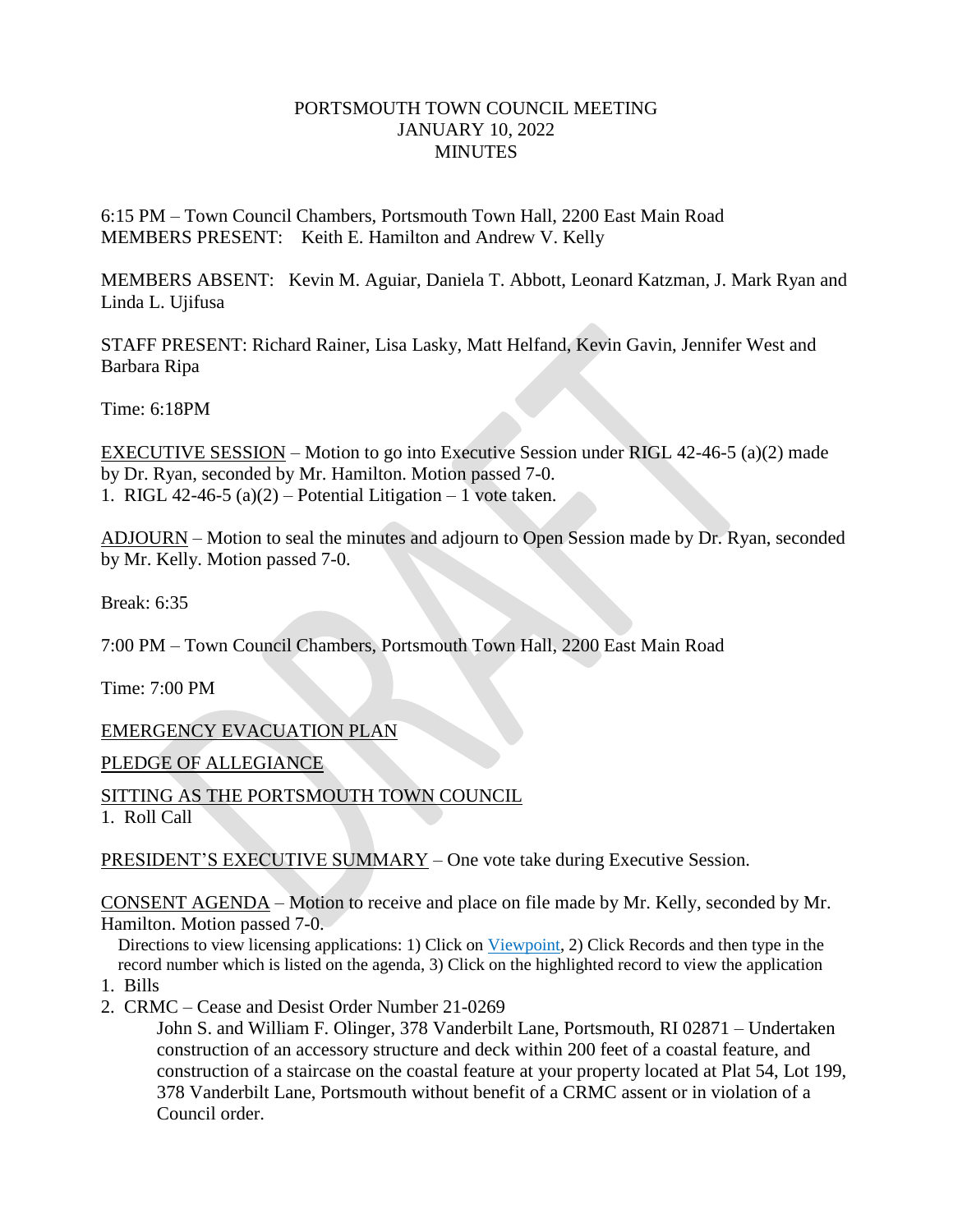PORTSMOUTH TOWN COUNCIL MEETING
JANUARY 10, 2022
MINUTES

6:15 PM – Town Council Chambers, Portsmouth Town Hall, 2200 East Main Road
MEMBERS PRESENT: Keith E. Hamilton and Andrew V. Kelly

MEMBERS ABSENT: Kevin M. Aguiar, Daniela T. Abbott, Leonard Katzman, J. Mark Ryan and Linda L. Ujifusa

STAFF PRESENT: Richard Rainer, Lisa Lasky, Matt Helfand, Kevin Gavin, Jennifer West and Barbara Ripa

Time: 6:18PM

EXECUTIVE SESSION – Motion to go into Executive Session under RIGL 42-46-5 (a)(2) made by Dr. Ryan, seconded by Mr. Hamilton. Motion passed 7-0.
1. RIGL 42-46-5 (a)(2) – Potential Litigation – 1 vote taken.

ADJOURN – Motion to seal the minutes and adjourn to Open Session made by Dr. Ryan, seconded by Mr. Kelly. Motion passed 7-0.

Break: 6:35

7:00 PM – Town Council Chambers, Portsmouth Town Hall, 2200 East Main Road

Time: 7:00 PM

EMERGENCY EVACUATION PLAN

PLEDGE OF ALLEGIANCE

SITTING AS THE PORTSMOUTH TOWN COUNCIL
1. Roll Call

PRESIDENT'S EXECUTIVE SUMMARY – One vote take during Executive Session.

CONSENT AGENDA – Motion to receive and place on file made by Mr. Kelly, seconded by Mr. Hamilton. Motion passed 7-0.

Directions to view licensing applications: 1) Click on Viewpoint, 2) Click Records and then type in the record number which is listed on the agenda, 3) Click on the highlighted record to view the application

1. Bills
2. CRMC – Cease and Desist Order Number 21-0269
   John S. and William F. Olinger, 378 Vanderbilt Lane, Portsmouth, RI 02871 – Undertaken construction of an accessory structure and deck within 200 feet of a coastal feature, and construction of a staircase on the coastal feature at your property located at Plat 54, Lot 199, 378 Vanderbilt Lane, Portsmouth without benefit of a CRMC assent or in violation of a Council order.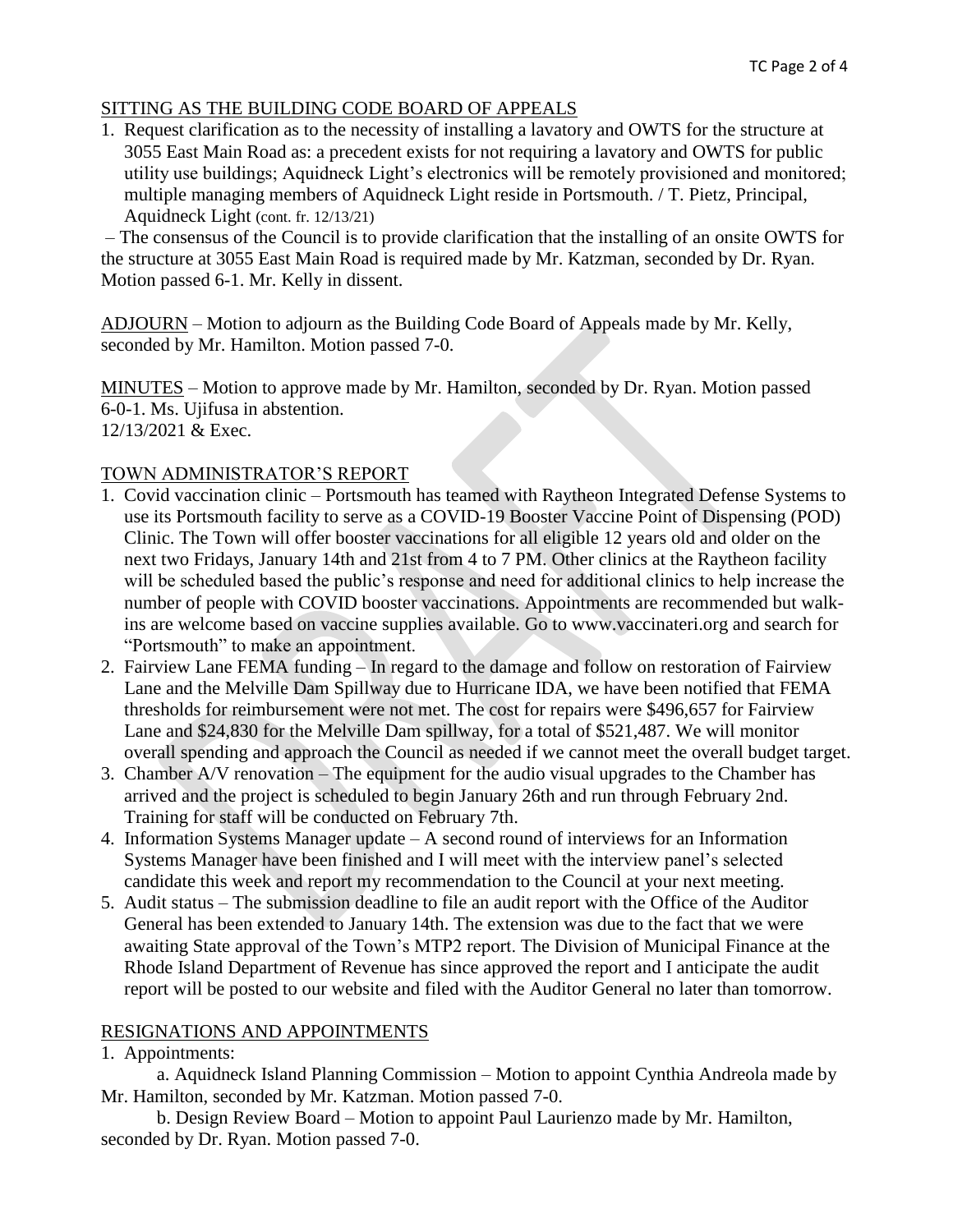## SITTING AS THE BUILDING CODE BOARD OF APPEALS

1. Request clarification as to the necessity of installing a lavatory and OWTS for the structure at 3055 East Main Road as: a precedent exists for not requiring a lavatory and OWTS for public utility use buildings; Aquidneck Light's electronics will be remotely provisioned and monitored; multiple managing members of Aquidneck Light reside in Portsmouth. / T. Pietz, Principal, Aquidneck Light (cont. fr. 12/13/21)

– The consensus of the Council is to provide clarification that the installing of an onsite OWTS for the structure at 3055 East Main Road is required made by Mr. Katzman, seconded by Dr. Ryan. Motion passed 6-1. Mr. Kelly in dissent.

ADJOURN – Motion to adjourn as the Building Code Board of Appeals made by Mr. Kelly, seconded by Mr. Hamilton. Motion passed 7-0.

MINUTES – Motion to approve made by Mr. Hamilton, seconded by Dr. Ryan. Motion passed 6-0-1. Ms. Ujifusa in abstention.
12/13/2021 & Exec.

## TOWN ADMINISTRATOR'S REPORT

1. Covid vaccination clinic – Portsmouth has teamed with Raytheon Integrated Defense Systems to use its Portsmouth facility to serve as a COVID-19 Booster Vaccine Point of Dispensing (POD) Clinic. The Town will offer booster vaccinations for all eligible 12 years old and older on the next two Fridays, January 14th and 21st from 4 to 7 PM. Other clinics at the Raytheon facility will be scheduled based the public's response and need for additional clinics to help increase the number of people with COVID booster vaccinations. Appointments are recommended but walk-ins are welcome based on vaccine supplies available. Go to www.vaccinateri.org and search for "Portsmouth" to make an appointment.
2. Fairview Lane FEMA funding – In regard to the damage and follow on restoration of Fairview Lane and the Melville Dam Spillway due to Hurricane IDA, we have been notified that FEMA thresholds for reimbursement were not met. The cost for repairs were $496,657 for Fairview Lane and $24,830 for the Melville Dam spillway, for a total of $521,487. We will monitor overall spending and approach the Council as needed if we cannot meet the overall budget target.
3. Chamber A/V renovation – The equipment for the audio visual upgrades to the Chamber has arrived and the project is scheduled to begin January 26th and run through February 2nd. Training for staff will be conducted on February 7th.
4. Information Systems Manager update – A second round of interviews for an Information Systems Manager have been finished and I will meet with the interview panel's selected candidate this week and report my recommendation to the Council at your next meeting.
5. Audit status – The submission deadline to file an audit report with the Office of the Auditor General has been extended to January 14th. The extension was due to the fact that we were awaiting State approval of the Town's MTP2 report. The Division of Municipal Finance at the Rhode Island Department of Revenue has since approved the report and I anticipate the audit report will be posted to our website and filed with the Auditor General no later than tomorrow.

## RESIGNATIONS AND APPOINTMENTS

1. Appointments:

   a. Aquidneck Island Planning Commission – Motion to appoint Cynthia Andreola made by Mr. Hamilton, seconded by Mr. Katzman. Motion passed 7-0.

   b. Design Review Board – Motion to appoint Paul Laurienzo made by Mr. Hamilton, seconded by Dr. Ryan. Motion passed 7-0.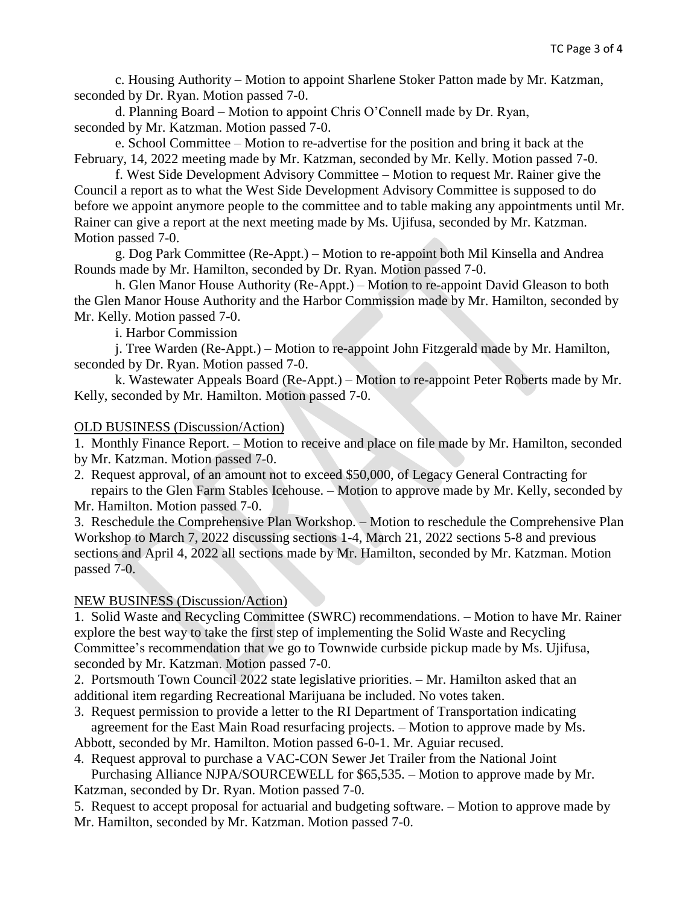c. Housing Authority – Motion to appoint Sharlene Stoker Patton made by Mr. Katzman, seconded by Dr. Ryan. Motion passed 7-0.

d. Planning Board – Motion to appoint Chris O'Connell made by Dr. Ryan, seconded by Mr. Katzman. Motion passed 7-0.

e. School Committee – Motion to re-advertise for the position and bring it back at the February, 14, 2022 meeting made by Mr. Katzman, seconded by Mr. Kelly. Motion passed 7-0.

f. West Side Development Advisory Committee – Motion to request Mr. Rainer give the Council a report as to what the West Side Development Advisory Committee is supposed to do before we appoint anymore people to the committee and to table making any appointments until Mr. Rainer can give a report at the next meeting made by Ms. Ujifusa, seconded by Mr. Katzman. Motion passed 7-0.

g. Dog Park Committee (Re-Appt.) – Motion to re-appoint both Mil Kinsella and Andrea Rounds made by Mr. Hamilton, seconded by Dr. Ryan. Motion passed 7-0.

h. Glen Manor House Authority (Re-Appt.) – Motion to re-appoint David Gleason to both the Glen Manor House Authority and the Harbor Commission made by Mr. Hamilton, seconded by Mr. Kelly. Motion passed 7-0.

i. Harbor Commission

j. Tree Warden (Re-Appt.) – Motion to re-appoint John Fitzgerald made by Mr. Hamilton, seconded by Dr. Ryan. Motion passed 7-0.

k. Wastewater Appeals Board (Re-Appt.) – Motion to re-appoint Peter Roberts made by Mr. Kelly, seconded by Mr. Hamilton. Motion passed 7-0.

OLD BUSINESS (Discussion/Action)

1. Monthly Finance Report. – Motion to receive and place on file made by Mr. Hamilton, seconded by Mr. Katzman. Motion passed 7-0.
2. Request approval, of an amount not to exceed $50,000, of Legacy General Contracting for repairs to the Glen Farm Stables Icehouse. – Motion to approve made by Mr. Kelly, seconded by Mr. Hamilton. Motion passed 7-0.
3. Reschedule the Comprehensive Plan Workshop. – Motion to reschedule the Comprehensive Plan Workshop to March 7, 2022 discussing sections 1-4, March 21, 2022 sections 5-8 and previous sections and April 4, 2022 all sections made by Mr. Hamilton, seconded by Mr. Katzman. Motion passed 7-0.

NEW BUSINESS (Discussion/Action)

1. Solid Waste and Recycling Committee (SWRC) recommendations. – Motion to have Mr. Rainer explore the best way to take the first step of implementing the Solid Waste and Recycling Committee's recommendation that we go to Townwide curbside pickup made by Ms. Ujifusa, seconded by Mr. Katzman. Motion passed 7-0.
2. Portsmouth Town Council 2022 state legislative priorities. – Mr. Hamilton asked that an additional item regarding Recreational Marijuana be included. No votes taken.
3. Request permission to provide a letter to the RI Department of Transportation indicating agreement for the East Main Road resurfacing projects. – Motion to approve made by Ms. Abbott, seconded by Mr. Hamilton. Motion passed 6-0-1. Mr. Aguiar recused.
4. Request approval to purchase a VAC-CON Sewer Jet Trailer from the National Joint Purchasing Alliance NJPA/SOURCEWELL for $65,535. – Motion to approve made by Mr. Katzman, seconded by Dr. Ryan. Motion passed 7-0.
5. Request to accept proposal for actuarial and budgeting software. – Motion to approve made by Mr. Hamilton, seconded by Mr. Katzman. Motion passed 7-0.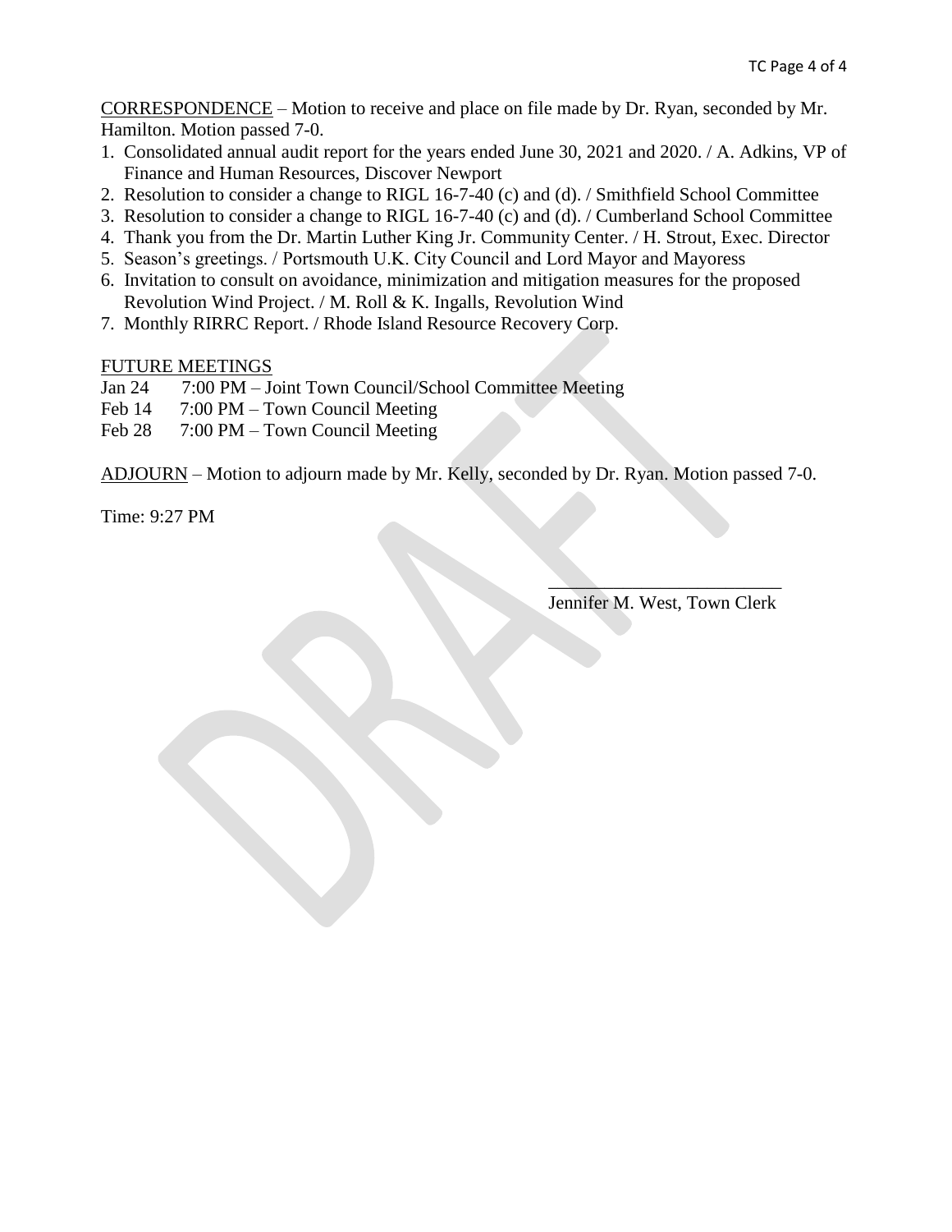CORRESPONDENCE – Motion to receive and place on file made by Dr. Ryan, seconded by Mr. Hamilton. Motion passed 7-0.

1. Consolidated annual audit report for the years ended June 30, 2021 and 2020. / A. Adkins, VP of Finance and Human Resources, Discover Newport
2. Resolution to consider a change to RIGL 16-7-40 (c) and (d). / Smithfield School Committee
3. Resolution to consider a change to RIGL 16-7-40 (c) and (d). / Cumberland School Committee
4. Thank you from the Dr. Martin Luther King Jr. Community Center. / H. Strout, Exec. Director
5. Season's greetings. / Portsmouth U.K. City Council and Lord Mayor and Mayoress
6. Invitation to consult on avoidance, minimization and mitigation measures for the proposed Revolution Wind Project. / M. Roll & K. Ingalls, Revolution Wind
7. Monthly RIRRC Report. / Rhode Island Resource Recovery Corp.

FUTURE MEETINGS

Jan 24 7:00 PM – Joint Town Council/School Committee Meeting
Feb 14 7:00 PM – Town Council Meeting
Feb 28 7:00 PM – Town Council Meeting

ADJOURN – Motion to adjourn made by Mr. Kelly, seconded by Dr. Ryan. Motion passed 7-0.

Time: 9:27 PM

Jennifer M. West, Town Clerk